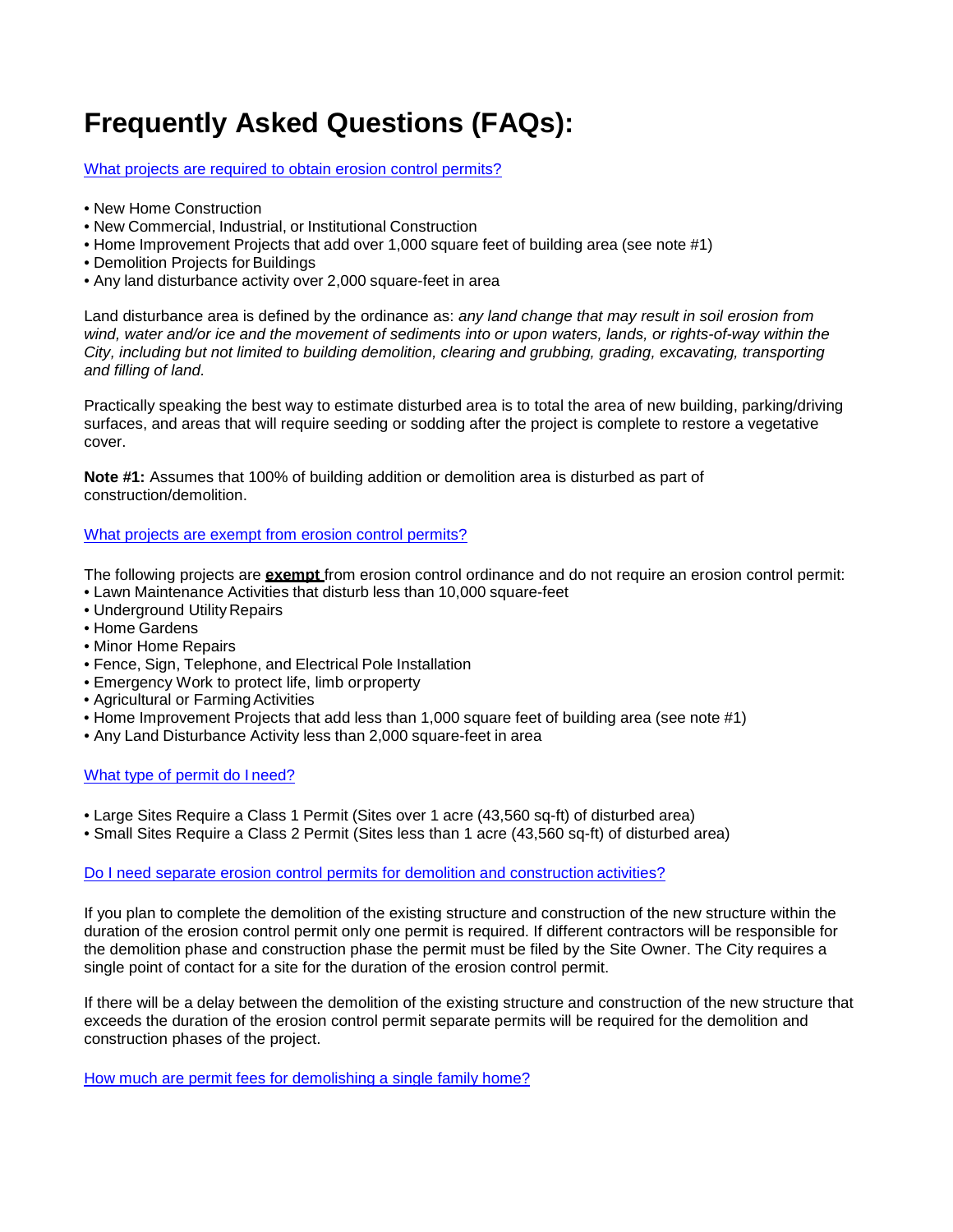# Frequently Asked Questions (FAQs):

[What projects are required to obtain erosion control permits?]

- New Home Construction
- New Commercial, Industrial, or Institutional Construction
- Home Improvement Projects that add over 1,000 square feet of building area (see note #1)
- Demolition Projects for Buildings
- Any land disturbance activity over 2,000 square-feet in area

Land disturbance area is defined by the ordinance as: *any land change that may result in soil erosion from wind, water and/or ice and the movement of sediments into or upon waters, lands, or rights-of-way within the City, including but not limited to building demolition, clearing and grubbing, grading, excavating, transporting and filling of land.*

Practically speaking the best way to estimate disturbed area is to total the area of new building, parking/driving surfaces, and areas that will require seeding or sodding after the project is complete to restore a vegetative cover.

**Note #1:** Assumes that 100% of building addition or demolition area is disturbed as part of construction/demolition.

[What projects are exempt from erosion control permits?]

The following projects are **exempt** from erosion control ordinance and do not require an erosion control permit:

- Lawn Maintenance Activities that disturb less than 10,000 square-feet
- Underground Utility Repairs
- Home Gardens
- Minor Home Repairs
- Fence, Sign, Telephone, and Electrical Pole Installation
- Emergency Work to protect life, limb or property
- Agricultural or Farming Activities
- Home Improvement Projects that add less than 1,000 square feet of building area (see note #1)
- Any Land Disturbance Activity less than 2,000 square-feet in area

[What type of permit do I need?]

- Large Sites Require a Class 1 Permit (Sites over 1 acre (43,560 sq-ft) of disturbed area)
- Small Sites Require a Class 2 Permit (Sites less than 1 acre (43,560 sq-ft) of disturbed area)

[Do I need separate erosion control permits for demolition and construction activities?]

If you plan to complete the demolition of the existing structure and construction of the new structure within the duration of the erosion control permit only one permit is required. If different contractors will be responsible for the demolition phase and construction phase the permit must be filed by the Site Owner. The City requires a single point of contact for a site for the duration of the erosion control permit.

If there will be a delay between the demolition of the existing structure and construction of the new structure that exceeds the duration of the erosion control permit separate permits will be required for the demolition and construction phases of the project.

[How much are permit fees for demolishing a single family home?]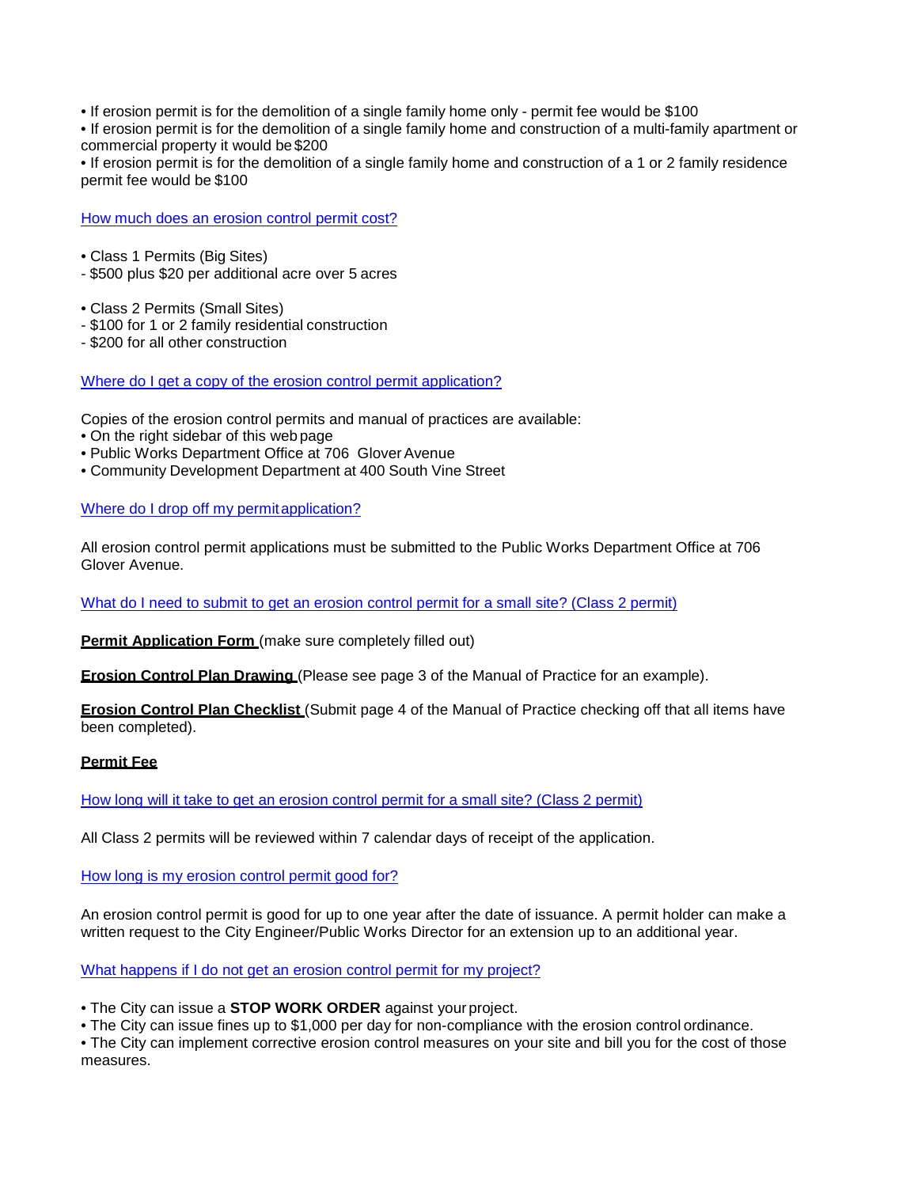• If erosion permit is for the demolition of a single family home only - permit fee would be $100
• If erosion permit is for the demolition of a single family home and construction of a multi-family apartment or commercial property it would be $200
• If erosion permit is for the demolition of a single family home and construction of a 1 or 2 family residence permit fee would be $100

How much does an erosion control permit cost?

• Class 1 Permits (Big Sites)
- $500 plus $20 per additional acre over 5 acres

• Class 2 Permits (Small Sites)
- $100 for 1 or 2 family residential construction
- $200 for all other construction

Where do I get a copy of the erosion control permit application?

Copies of the erosion control permits and manual of practices are available:
• On the right sidebar of this web page
• Public Works Department Office at 706 Glover Avenue
• Community Development Department at 400 South Vine Street

Where do I drop off my permit application?

All erosion control permit applications must be submitted to the Public Works Department Office at 706 Glover Avenue.

What do I need to submit to get an erosion control permit for a small site? (Class 2 permit)

**Permit Application Form** (make sure completely filled out)

**Erosion Control Plan Drawing** (Please see page 3 of the Manual of Practice for an example).

**Erosion Control Plan Checklist** (Submit page 4 of the Manual of Practice checking off that all items have been completed).

**Permit Fee**

How long will it take to get an erosion control permit for a small site? (Class 2 permit)

All Class 2 permits will be reviewed within 7 calendar days of receipt of the application.

How long is my erosion control permit good for?

An erosion control permit is good for up to one year after the date of issuance. A permit holder can make a written request to the City Engineer/Public Works Director for an extension up to an additional year.

What happens if I do not get an erosion control permit for my project?

• The City can issue a **STOP WORK ORDER** against your project.
• The City can issue fines up to $1,000 per day for non-compliance with the erosion control ordinance.
• The City can implement corrective erosion control measures on your site and bill you for the cost of those measures.